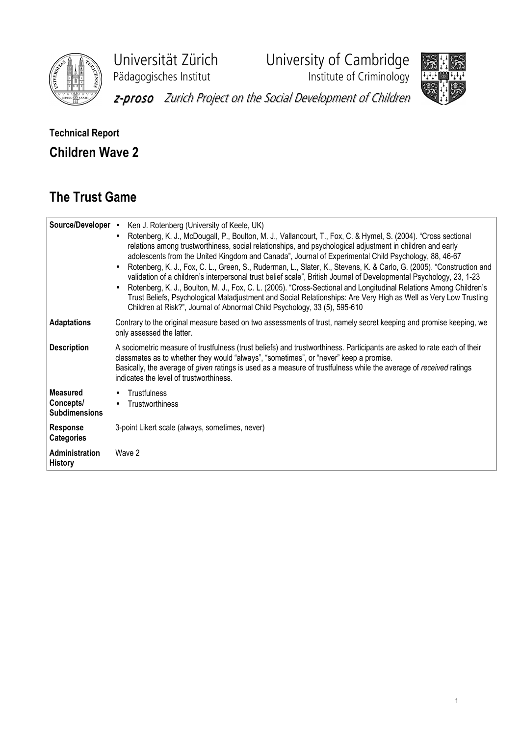Universität Zürich
Pädagogisches Institut

University of Cambridge
Institute of Criminology

*z-proso* *Zurich Project on the Social Development of Children*

**Technical Report**

## Children Wave 2

# The Trust Game

| | |
|---|---|
| **Source/Developer** | • Ken J. Rotenberg (University of Keele, UK)<br>• Rotenberg, K. J., McDougall, P., Boulton, M. J., Vallancourt, T., Fox, C. & Hymel, S. (2004). "Cross sectional relations among trustworthiness, social relationships, and psychological adjustment in children and early adolescents from the United Kingdom and Canada", Journal of Experimental Child Psychology, 88, 46-67<br>• Rotenberg, K. J., Fox, C. L., Green, S., Ruderman, L., Slater, K., Stevens, K. & Carlo, G. (2005). "Construction and validation of a children's interpersonal trust belief scale", British Journal of Developmental Psychology, 23, 1-23<br>• Rotenberg, K. J., Boulton, M. J., Fox, C. L. (2005). "Cross-Sectional and Longitudinal Relations Among Children's Trust Beliefs, Psychological Maladjustment and Social Relationships: Are Very High as Well as Very Low Trusting Children at Risk?", Journal of Abnormal Child Psychology, 33 (5), 595-610 |
| **Adaptations** | Contrary to the original measure based on two assessments of trust, namely secret keeping and promise keeping, we only assessed the latter. |
| **Description** | A sociometric measure of trustfulness (trust beliefs) and trustworthiness. Participants are asked to rate each of their classmates as to whether they would "always", "sometimes", or "never" keep a promise.<br>Basically, the average of *given* ratings is used as a measure of trustfulness while the average of *received* ratings indicates the level of trustworthiness. |
| **Measured Concepts/ Subdimensions** | • Trustfulness<br>• Trustworthiness |
| **Response Categories** | 3-point Likert scale (always, sometimes, never) |
| **Administration History** | Wave 2 |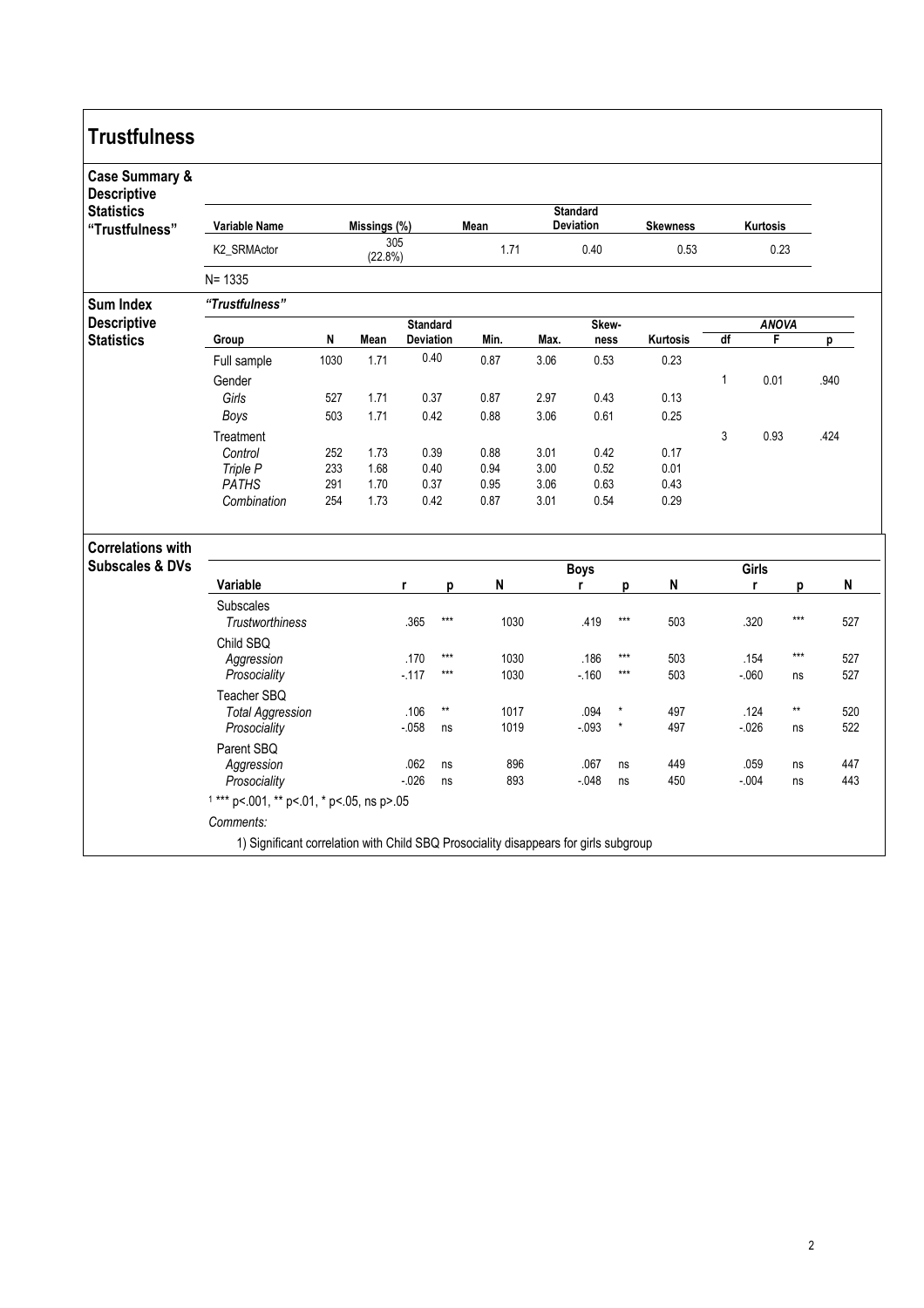# Trustfulness

## Case Summary & Descriptive Statistics "Trustfulness"

| Variable Name | Missings (%) | Mean | Standard Deviation | Skewness | Kurtosis |
|---|---|---|---|---|---|
| K2_SRMActor | 305 (22.8%) | 1.71 | 0.40 | 0.53 | 0.23 |

N= 1335

## Sum Index Descriptive Statistics

*"Trustfulness"*

| Group | N | Mean | Standard Deviation | Min. | Max. | Skew-ness | Kurtosis | ANOVA df | ANOVA F | ANOVA p |
|---|---|---|---|---|---|---|---|---|---|---|
| Full sample | 1030 | 1.71 | 0.40 | 0.87 | 3.06 | 0.53 | 0.23 | | | |
| Gender | | | | | | | | 1 | 0.01 | .940 |
| *Girls* | 527 | 1.71 | 0.37 | 0.87 | 2.97 | 0.43 | 0.13 | | | |
| *Boys* | 503 | 1.71 | 0.42 | 0.88 | 3.06 | 0.61 | 0.25 | | | |
| Treatment | | | | | | | | 3 | 0.93 | .424 |
| *Control* | 252 | 1.73 | 0.39 | 0.88 | 3.01 | 0.42 | 0.17 | | | |
| *Triple P* | 233 | 1.68 | 0.40 | 0.94 | 3.00 | 0.52 | 0.01 | | | |
| *PATHS* | 291 | 1.70 | 0.37 | 0.95 | 3.06 | 0.63 | 0.43 | | | |
| *Combination* | 254 | 1.73 | 0.42 | 0.87 | 3.01 | 0.54 | 0.29 | | | |

## Correlations with Subscales & DVs

| Variable | r | p | N | Boys r | Boys p | Boys N | Girls r | Girls p | Girls N |
|---|---|---|---|---|---|---|---|---|---|
| Subscales | | | | | | | | | |
| *Trustworthiness* | .365 | *** | 1030 | .419 | *** | 503 | .320 | *** | 527 |
| Child SBQ | | | | | | | | | |
| *Aggression* | .170 | *** | 1030 | .186 | *** | 503 | .154 | *** | 527 |
| *Prosociality* | -.117 | *** | 1030 | -.160 | *** | 503 | -.060 | ns | 527 |
| Teacher SBQ | | | | | | | | | |
| *Total Aggression* | .106 | ** | 1017 | .094 | * | 497 | .124 | ** | 520 |
| *Prosociality* | -.058 | ns | 1019 | -.093 | * | 497 | -.026 | ns | 522 |
| Parent SBQ | | | | | | | | | |
| *Aggression* | .062 | ns | 896 | .067 | ns | 449 | .059 | ns | 447 |
| *Prosociality* | -.026 | ns | 893 | -.048 | ns | 450 | -.004 | ns | 443 |

[1] *** p<.001, ** p<.01, * p<.05, ns p>.05

*Comments:*

1) Significant correlation with Child SBQ Prosociality disappears for girls subgroup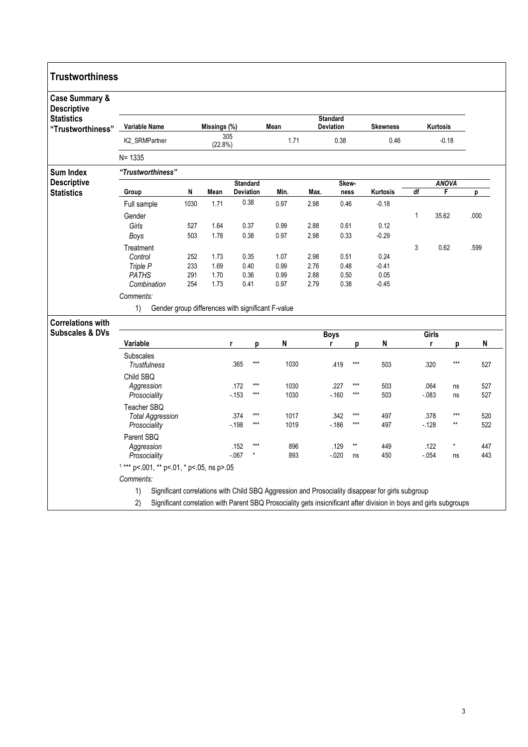## Trustworthiness

### Case Summary & Descriptive Statistics "Trustworthiness"

| Variable Name | Missings (%) | Mean | Standard Deviation | Skewness | Kurtosis |
|---|---|---|---|---|---|
| K2_SRMPartner | 305 (22.8%) | 1.71 | 0.38 | 0.46 | -0.18 |

N= 1335

### Sum Index Descriptive Statistics

*"Trustworthiness"*

| Group | N | Mean | Standard Deviation | Min. | Max. | Skew-ness | Kurtosis | ANOVA df | ANOVA F | ANOVA p |
|---|---|---|---|---|---|---|---|---|---|---|
| Full sample | 1030 | 1.71 | 0.38 | 0.97 | 2.98 | 0.46 | -0.18 | | | |
| Gender | | | | | | | | 1 | 35.62 | .000 |
| *Girls* | 527 | 1.64 | 0.37 | 0.99 | 2.88 | 0.61 | 0.12 | | | |
| *Boys* | 503 | 1.78 | 0.38 | 0.97 | 2.98 | 0.33 | -0.29 | | | |
| Treatment | | | | | | | | 3 | 0.62 | .599 |
| *Control* | 252 | 1.73 | 0.35 | 1.07 | 2.98 | 0.51 | 0.24 | | | |
| *Triple P* | 233 | 1.69 | 0.40 | 0.99 | 2.76 | 0.48 | -0.41 | | | |
| *PATHS* | 291 | 1.70 | 0.36 | 0.99 | 2.88 | 0.50 | 0.05 | | | |
| *Combination* | 254 | 1.73 | 0.41 | 0.97 | 2.79 | 0.38 | -0.45 | | | |

*Comments:*

1) Gender group differences with significant F-value

### Correlations with Subscales & DVs

| Variable | r | p | N | Boys r | Boys p | Boys N | Girls r | Girls p | Girls N |
|---|---|---|---|---|---|---|---|---|---|
| Subscales | | | | | | | | | |
| *Trustfulness* | .365 | *** | 1030 | .419 | *** | 503 | .320 | *** | 527 |
| Child SBQ | | | | | | | | | |
| *Aggression* | .172 | *** | 1030 | .227 | *** | 503 | .064 | ns | 527 |
| *Prosociality* | -.153 | *** | 1030 | -.160 | *** | 503 | -.083 | ns | 527 |
| Teacher SBQ | | | | | | | | | |
| *Total Aggression* | .374 | *** | 1017 | .342 | *** | 497 | .378 | *** | 520 |
| *Prosociality* | -.198 | *** | 1019 | -.186 | *** | 497 | -.128 | ** | 522 |
| Parent SBQ | | | | | | | | | |
| *Aggression* | .152 | *** | 896 | .129 | ** | 449 | .122 | * | 447 |
| *Prosociality* | -.067 | * | 893 | -.020 | ns | 450 | -.054 | ns | 443 |

[1] *** p<.001, ** p<.01, * p<.05, ns p>.05

*Comments:*

1) Significant correlations with Child SBQ Aggression and Prosociality disappear for girls subgroup
2) Significant correlation with Parent SBQ Prosociality gets insicnificant after division in boys and girls subgroups